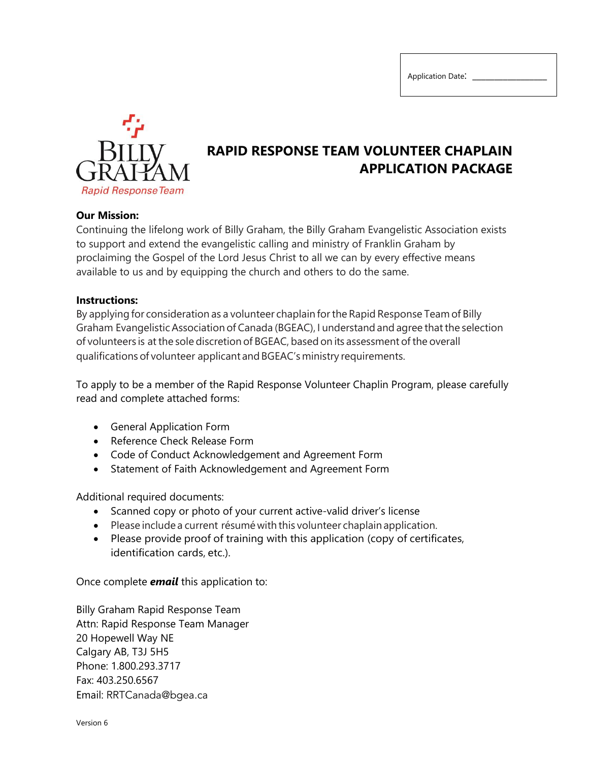Application Date: ___________________

BILLY GRAHAM
Rapid Response Team

# RAPID RESPONSE TEAM VOLUNTEER CHAPLAIN APPLICATION PACKAGE

**Our Mission:**
Continuing the lifelong work of Billy Graham, the Billy Graham Evangelistic Association exists to support and extend the evangelistic calling and ministry of Franklin Graham by proclaiming the Gospel of the Lord Jesus Christ to all we can by every effective means available to us and by equipping the church and others to do the same.

**Instructions:**
By applying for consideration as a volunteer chaplain for the Rapid Response Team of Billy Graham Evangelistic Association of Canada (BGEAC), I understand and agree that the selection of volunteers is at the sole discretion of BGEAC, based on its assessment of the overall qualifications of volunteer applicant and BGEAC's ministry requirements.

To apply to be a member of the Rapid Response Volunteer Chaplin Program, please carefully read and complete attached forms:

- General Application Form
- Reference Check Release Form
- Code of Conduct Acknowledgement and Agreement Form
- Statement of Faith Acknowledgement and Agreement Form

Additional required documents:
- Scanned copy or photo of your current active-valid driver's license
- Please include a current résumé with this volunteer chaplain application.
- Please provide proof of training with this application (copy of certificates, identification cards, etc.).

Once complete ***email*** this application to:

Billy Graham Rapid Response Team
Attn: Rapid Response Team Manager
20 Hopewell Way NE
Calgary AB, T3J 5H5
Phone: 1.800.293.3717
Fax: 403.250.6567
Email: RRTCanada@bgea.ca

Version 6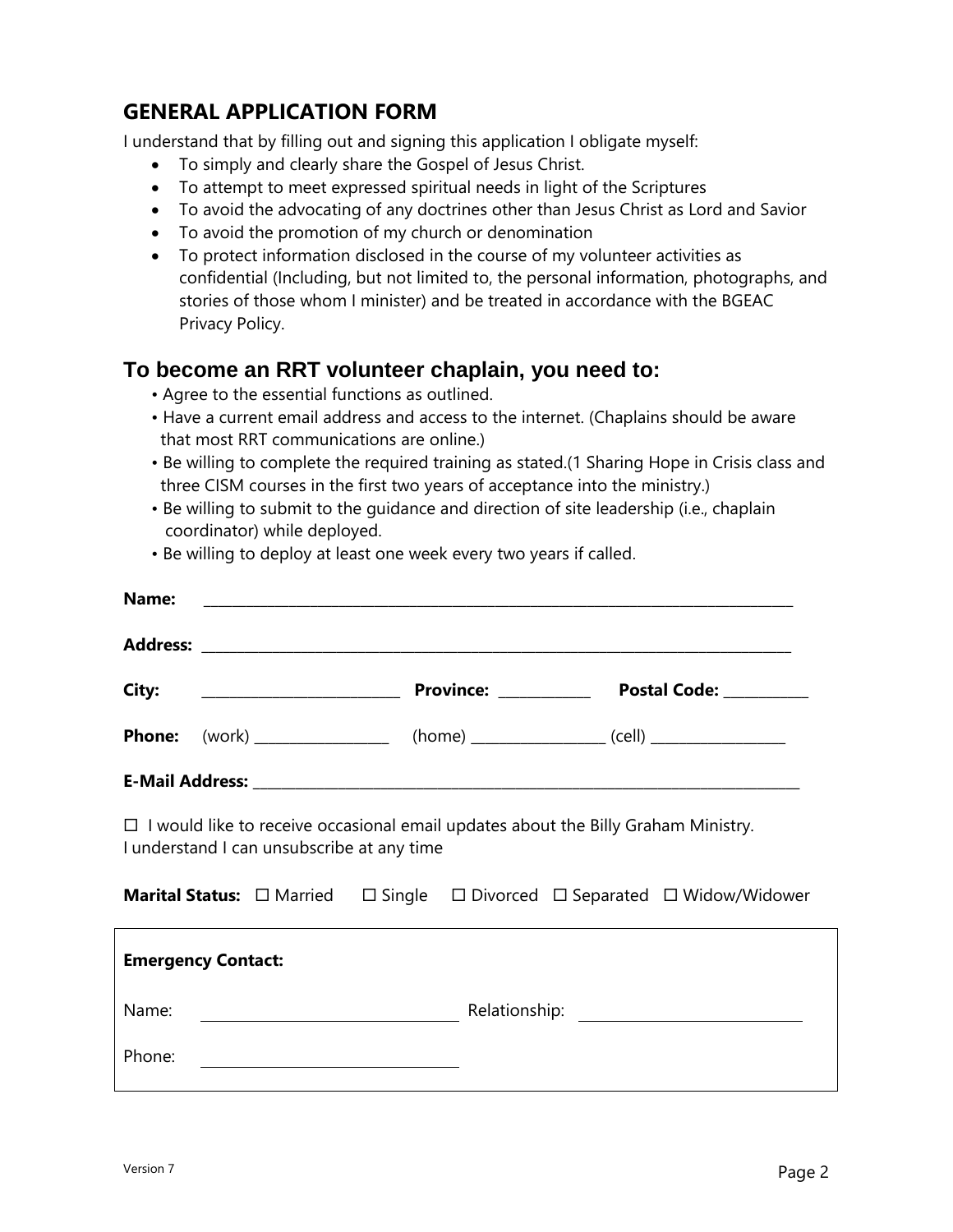## GENERAL APPLICATION FORM

I understand that by filling out and signing this application I obligate myself:

- To simply and clearly share the Gospel of Jesus Christ.
- To attempt to meet expressed spiritual needs in light of the Scriptures
- To avoid the advocating of any doctrines other than Jesus Christ as Lord and Savior
- To avoid the promotion of my church or denomination
- To protect information disclosed in the course of my volunteer activities as confidential (Including, but not limited to, the personal information, photographs, and stories of those whom I minister) and be treated in accordance with the BGEAC Privacy Policy.

## To become an RRT volunteer chaplain, you need to:

- Agree to the essential functions as outlined.
- Have a current email address and access to the internet. (Chaplains should be aware that most RRT communications are online.)
- Be willing to complete the required training as stated.(1 Sharing Hope in Crisis class and three CISM courses in the first two years of acceptance into the ministry.)
- Be willing to submit to the guidance and direction of site leadership (i.e., chaplain coordinator) while deployed.
- Be willing to deploy at least one week every two years if called.

**Name:** ______________________________________________

**Address:** ______________________________________________

**City:** ____________________ **Province:** __________ **Postal Code:** __________

**Phone:** (work) ______________ (home) ______________ (cell) ______________

**E-Mail Address:** ______________________________________________

☐ I would like to receive occasional email updates about the Billy Graham Ministry.
I understand I can unsubscribe at any time

**Marital Status:** ☐ Married ☐ Single ☐ Divorced ☐ Separated ☐ Widow/Widower

**Emergency Contact:**

Name: ____________________ Relationship: ____________________

Phone: ____________________

Version 7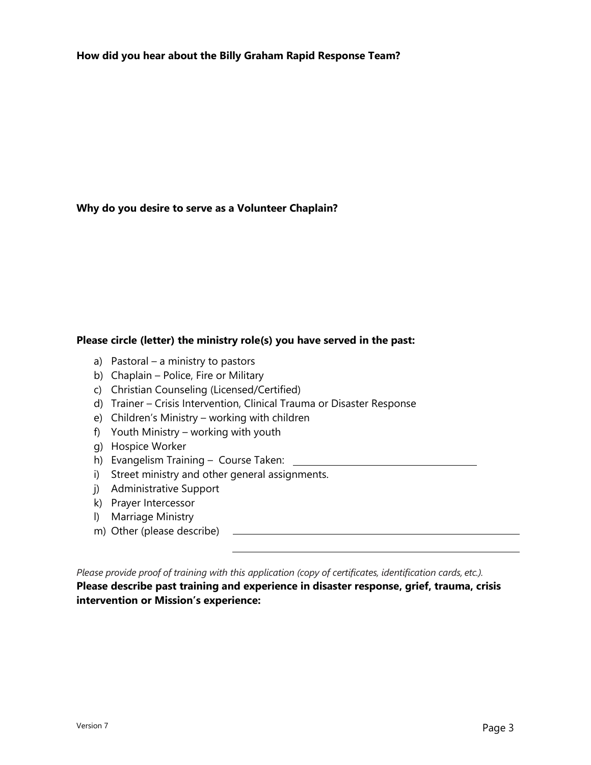**How did you hear about the Billy Graham Rapid Response Team?**

**Why do you desire to serve as a Volunteer Chaplain?**

**Please circle (letter) the ministry role(s) you have served in the past:**

a) Pastoral – a ministry to pastors
b) Chaplain – Police, Fire or Military
c) Christian Counseling (Licensed/Certified)
d) Trainer – Crisis Intervention, Clinical Trauma or Disaster Response
e) Children's Ministry – working with children
f) Youth Ministry – working with youth
g) Hospice Worker
h) Evangelism Training – Course Taken: ______________________________
i) Street ministry and other general assignments.
j) Administrative Support
k) Prayer Intercessor
l) Marriage Ministry
m) Other (please describe) ______________________________________________

______________________________________________

*Please provide proof of training with this application (copy of certificates, identification cards, etc.).*

**Please describe past training and experience in disaster response, grief, trauma, crisis intervention or Mission's experience:**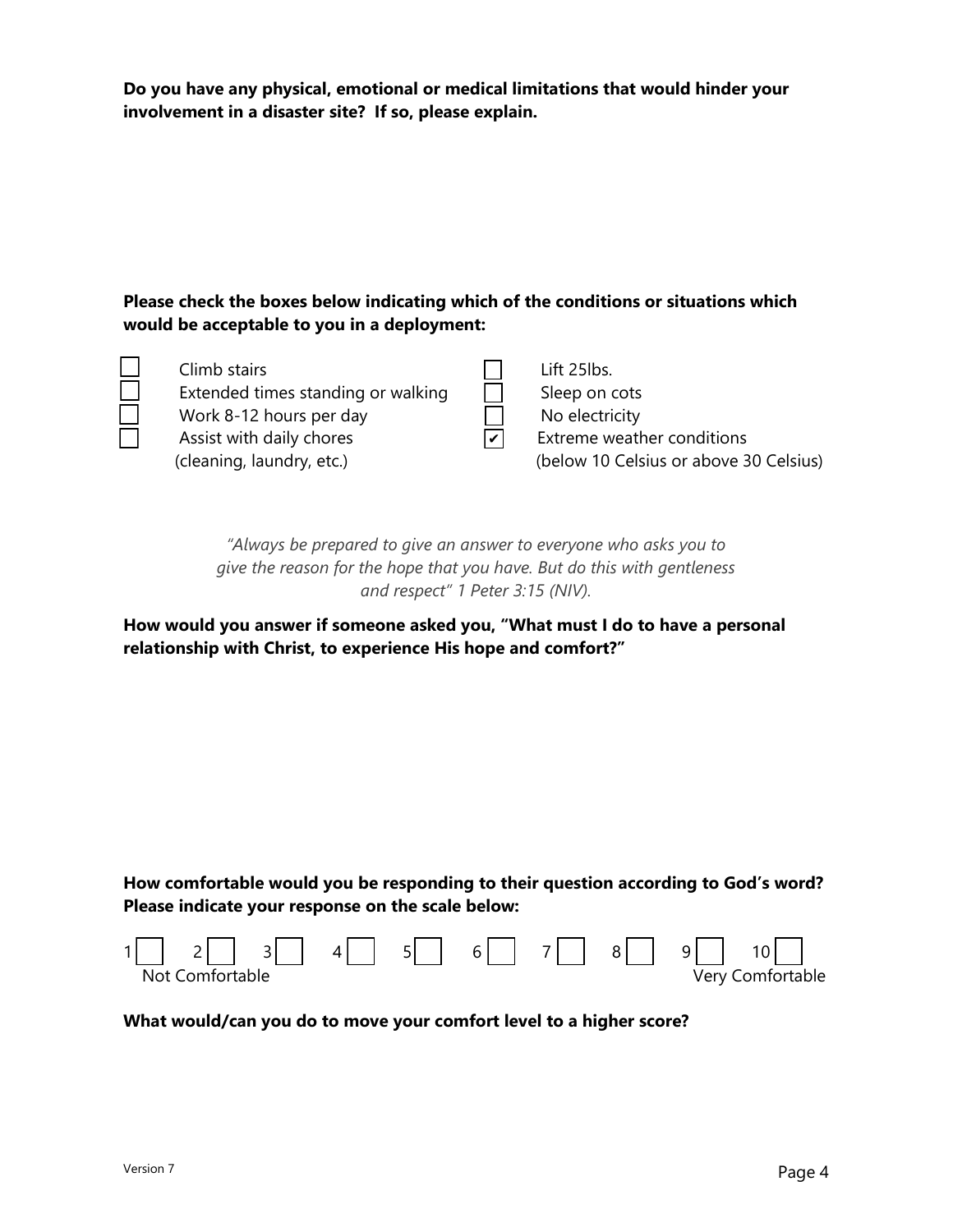**Do you have any physical, emotional or medical limitations that would hinder your involvement in a disaster site? If so, please explain.**

**Please check the boxes below indicating which of the conditions or situations which would be acceptable to you in a deployment:**

- [ ] Climb stairs
- [ ] Extended times standing or walking
- [ ] Work 8-12 hours per day
- [ ] Assist with daily chores (cleaning, laundry, etc.)
- [ ] Lift 25lbs.
- [ ] Sleep on cots
- [ ] No electricity
- [x] Extreme weather conditions (below 10 Celsius or above 30 Celsius)

*"Always be prepared to give an answer to everyone who asks you to give the reason for the hope that you have. But do this with gentleness and respect" 1 Peter 3:15 (NIV).*

**How would you answer if someone asked you, "What must I do to have a personal relationship with Christ, to experience His hope and comfort?"**

**How comfortable would you be responding to their question according to God's word? Please indicate your response on the scale below:**

1 ☐ 2 ☐ 3 ☐ 4 ☐ 5 ☐ 6 ☐ 7 ☐ 8 ☐ 9 ☐ 10 ☐

Not Comfortable — Very Comfortable

**What would/can you do to move your comfort level to a higher score?**

Version 7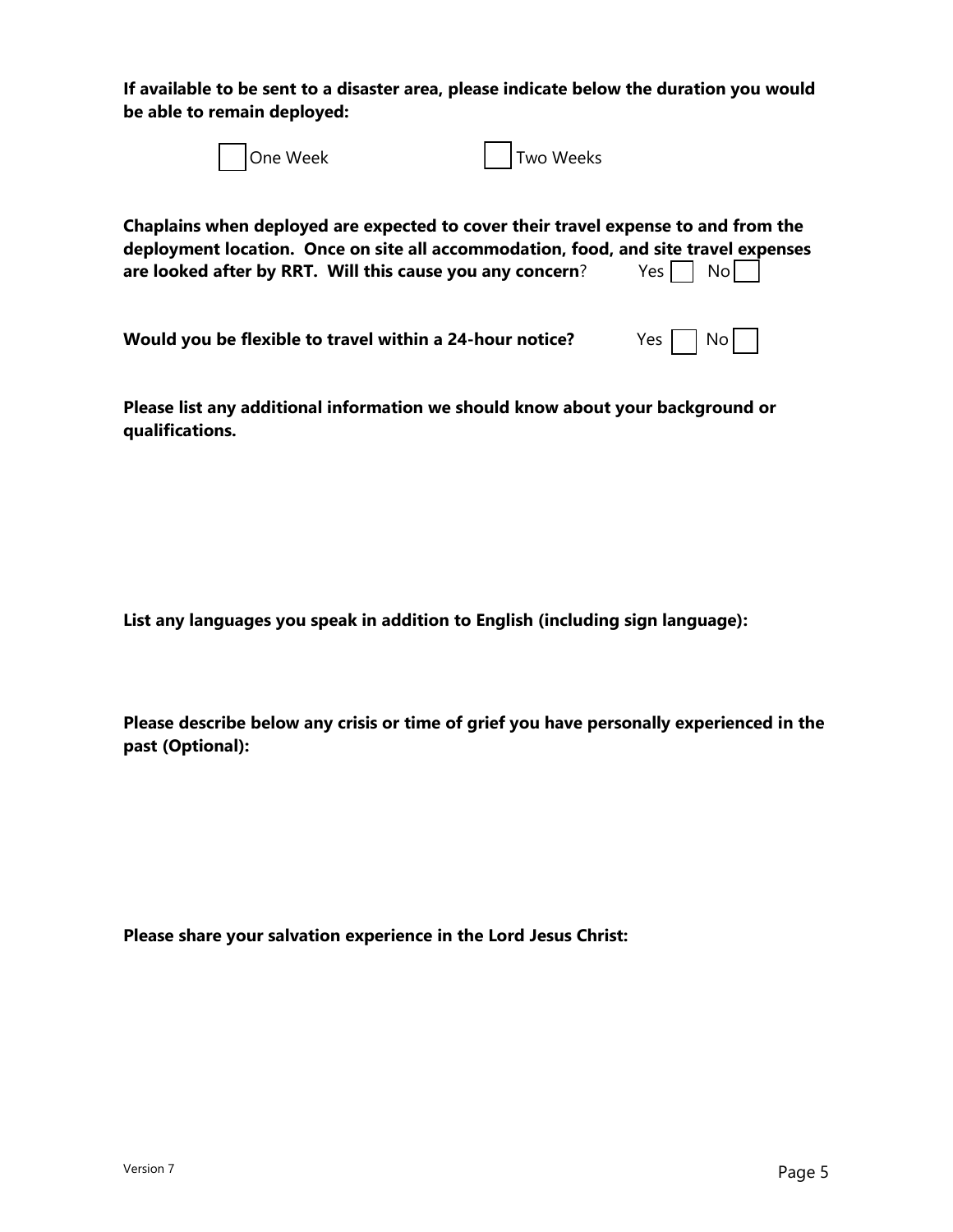**If available to be sent to a disaster area, please indicate below the duration you would be able to remain deployed:**

☐ One Week ☐ Two Weeks

**Chaplains when deployed are expected to cover their travel expense to and from the deployment location. Once on site all accommodation, food, and site travel expenses are looked after by RRT. Will this cause you any concern**? Yes ☐ No ☐

**Would you be flexible to travel within a 24-hour notice?** Yes ☐ No ☐

**Please list any additional information we should know about your background or qualifications.**

**List any languages you speak in addition to English (including sign language):**

**Please describe below any crisis or time of grief you have personally experienced in the past (Optional):**

**Please share your salvation experience in the Lord Jesus Christ:**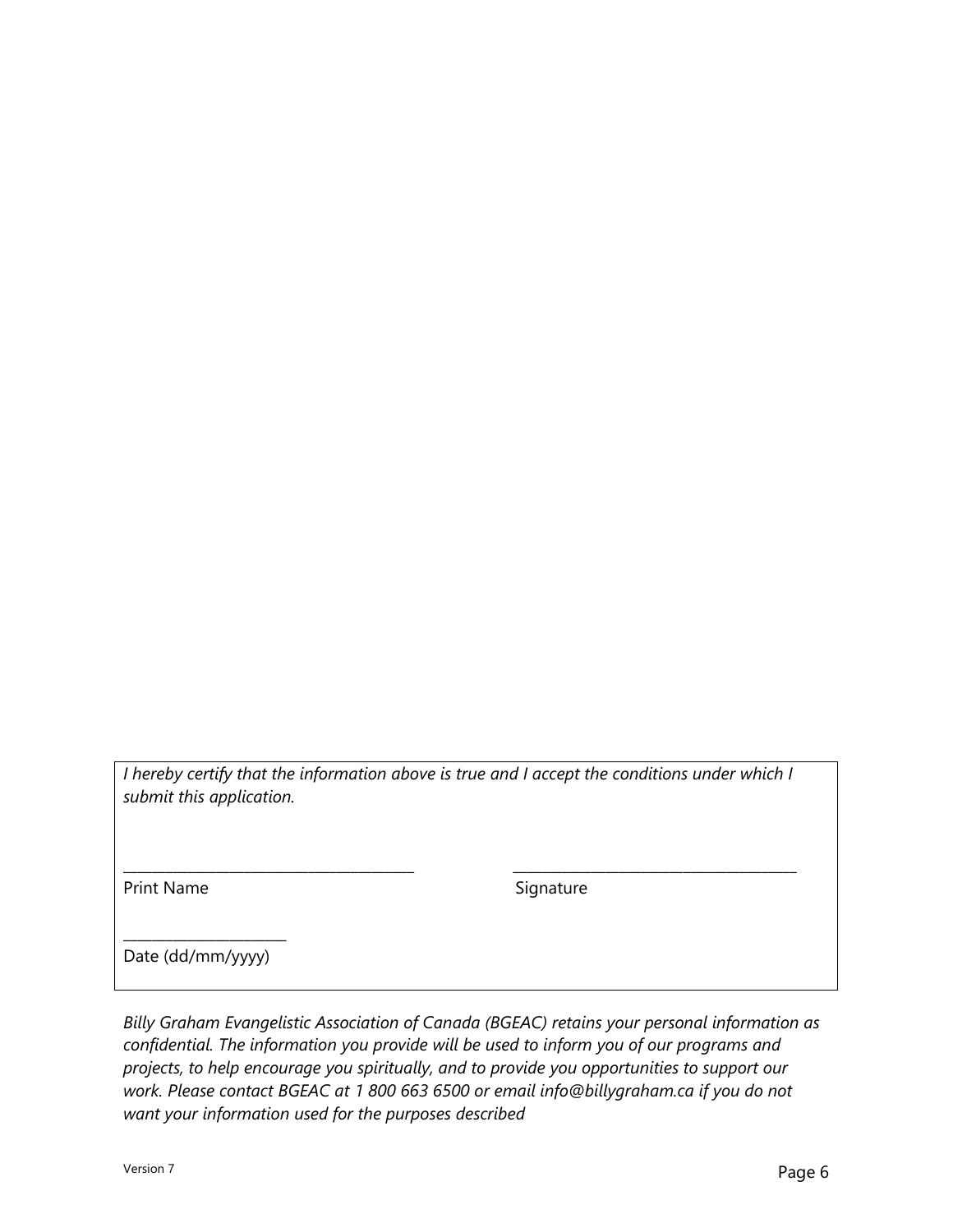*I hereby certify that the information above is true and I accept the conditions under which I submit this application.*

\_\_\_\_\_\_\_\_\_\_\_\_\_\_\_\_\_\_\_\_\_\_\_\_\_\_\_\_\_\_\_\_\_\_\_\_\_\_\_\_ \_\_\_\_\_\_\_\_\_\_\_\_\_\_\_\_\_\_\_\_\_\_\_\_\_\_\_\_\_\_\_\_\_\_\_\_\_\_\_\_

Print Name Signature

\_\_\_\_\_\_\_\_\_\_\_\_\_\_\_\_\_\_\_\_\_\_\_

Date (dd/mm/yyyy)

*Billy Graham Evangelistic Association of Canada (BGEAC) retains your personal information as confidential. The information you provide will be used to inform you of our programs and projects, to help encourage you spiritually, and to provide you opportunities to support our work. Please contact BGEAC at 1 800 663 6500 or email info@billygraham.ca if you do not want your information used for the purposes described*

Version 7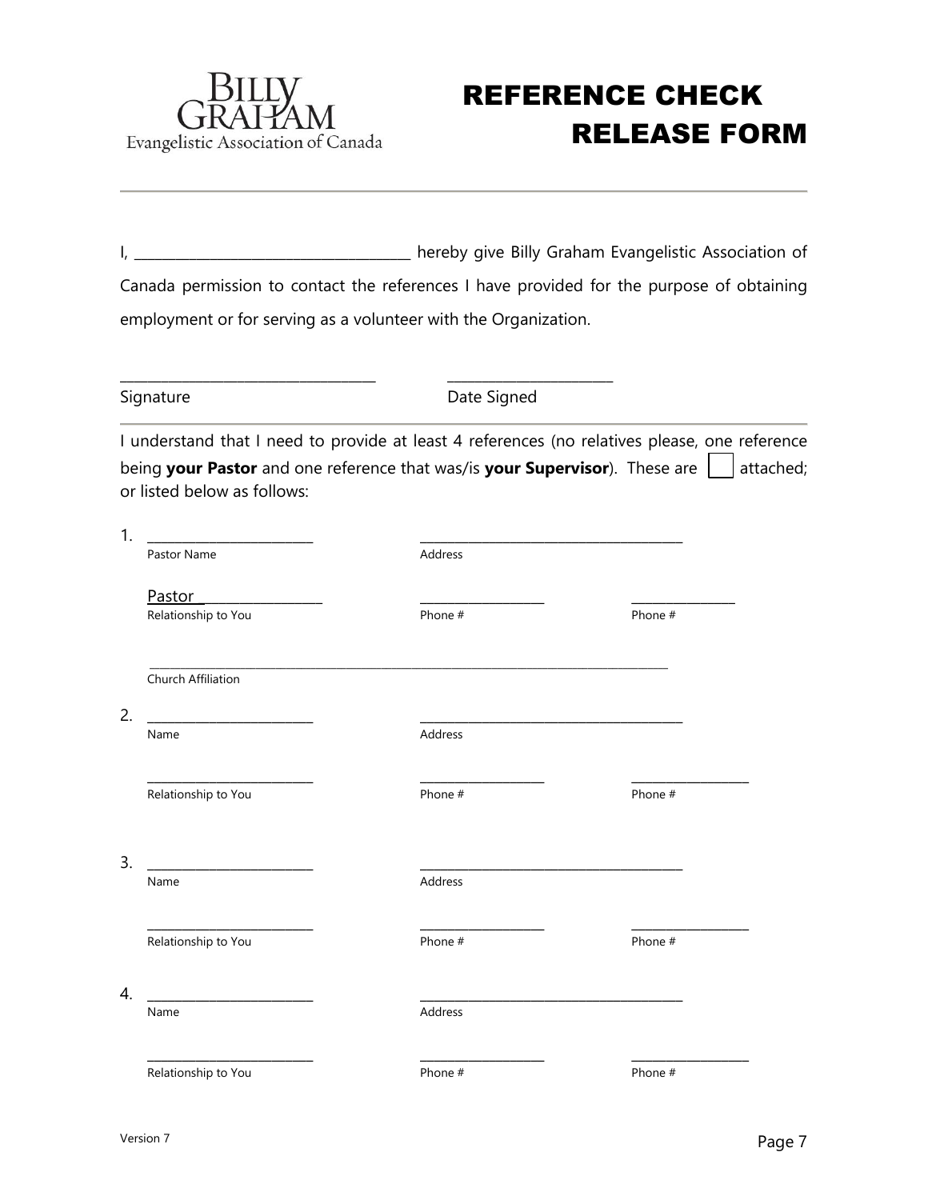Billy Graham Evangelistic Association of Canada

# REFERENCE CHECK RELEASE FORM

I, ____________________________________ hereby give Billy Graham Evangelistic Association of Canada permission to contact the references I have provided for the purpose of obtaining employment or for serving as a volunteer with the Organization.

___________________________________ ______________________

Signature Date Signed

I understand that I need to provide at least 4 references (no relatives please, one reference being **your Pastor** and one reference that was/is **your Supervisor**). These are ☐ attached; or listed below as follows:

1. ________________________ ______________________________________
   Pastor Name Address

   Pastor ________________ __________________ _______________
   Relationship to You Phone # Phone #

   ______________________________________________________________________________
   Church Affiliation

2. ________________________ ______________________________________
   Name Address

   ________________________ __________________ _________________
   Relationship to You Phone # Phone #

3. ________________________ ______________________________________
   Name Address

   ________________________ __________________ _________________
   Relationship to You Phone # Phone #

4. ________________________ ______________________________________
   Name Address

   ________________________ __________________ _________________
   Relationship to You Phone # Phone #

Version 7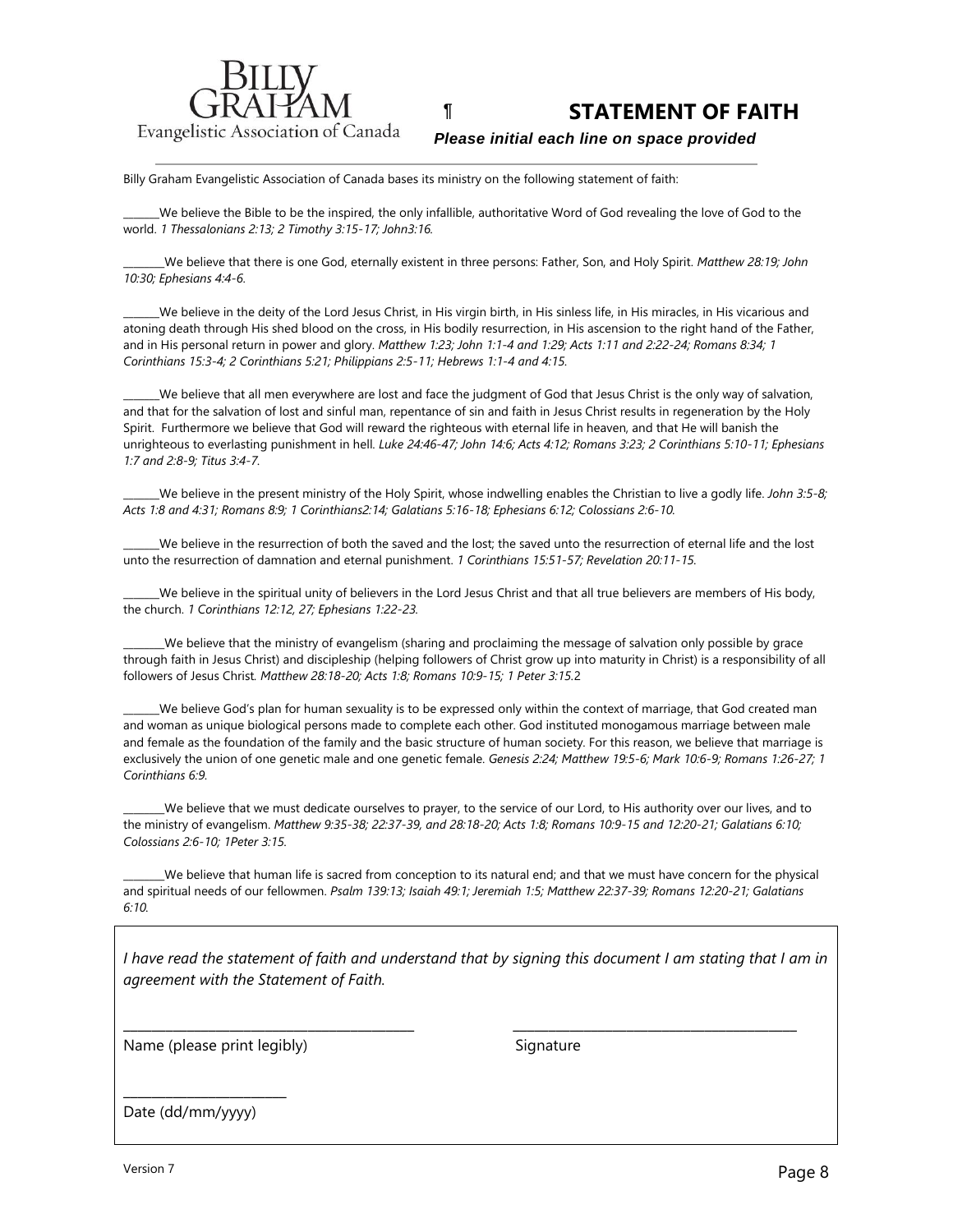Billy Graham Evangelistic Association of Canada

¶ **STATEMENT OF FAITH**

***Please initial each line on space provided***

Billy Graham Evangelistic Association of Canada bases its ministry on the following statement of faith:

_______We believe the Bible to be the inspired, the only infallible, authoritative Word of God revealing the love of God to the world. *1 Thessalonians 2:13; 2 Timothy 3:15-17; John3:16.*

________We believe that there is one God, eternally existent in three persons: Father, Son, and Holy Spirit. *Matthew 28:19; John 10:30; Ephesians 4:4-6.*

_______We believe in the deity of the Lord Jesus Christ, in His virgin birth, in His sinless life, in His miracles, in His vicarious and atoning death through His shed blood on the cross, in His bodily resurrection, in His ascension to the right hand of the Father, and in His personal return in power and glory. *Matthew 1:23; John 1:1-4 and 1:29; Acts 1:11 and 2:22-24; Romans 8:34; 1 Corinthians 15:3-4; 2 Corinthians 5:21; Philippians 2:5-11; Hebrews 1:1-4 and 4:15.*

_______We believe that all men everywhere are lost and face the judgment of God that Jesus Christ is the only way of salvation, and that for the salvation of lost and sinful man, repentance of sin and faith in Jesus Christ results in regeneration by the Holy Spirit. Furthermore we believe that God will reward the righteous with eternal life in heaven, and that He will banish the unrighteous to everlasting punishment in hell. *Luke 24:46-47; John 14:6; Acts 4:12; Romans 3:23; 2 Corinthians 5:10-11; Ephesians 1:7 and 2:8-9; Titus 3:4-7.*

_______We believe in the present ministry of the Holy Spirit, whose indwelling enables the Christian to live a godly life. *John 3:5-8; Acts 1:8 and 4:31; Romans 8:9; 1 Corinthians2:14; Galatians 5:16-18; Ephesians 6:12; Colossians 2:6-10.*

_______We believe in the resurrection of both the saved and the lost; the saved unto the resurrection of eternal life and the lost unto the resurrection of damnation and eternal punishment. *1 Corinthians 15:51-57; Revelation 20:11-15.*

_______We believe in the spiritual unity of believers in the Lord Jesus Christ and that all true believers are members of His body, the church. *1 Corinthians 12:12, 27; Ephesians 1:22-23.*

________We believe that the ministry of evangelism (sharing and proclaiming the message of salvation only possible by grace through faith in Jesus Christ) and discipleship (helping followers of Christ grow up into maturity in Christ) is a responsibility of all followers of Jesus Christ. *Matthew 28:18-20; Acts 1:8; Romans 10:9-15; 1 Peter 3:15.*2

_______We believe God's plan for human sexuality is to be expressed only within the context of marriage, that God created man and woman as unique biological persons made to complete each other. God instituted monogamous marriage between male and female as the foundation of the family and the basic structure of human society. For this reason, we believe that marriage is exclusively the union of one genetic male and one genetic female. *Genesis 2:24; Matthew 19:5-6; Mark 10:6-9; Romans 1:26-27; 1 Corinthians 6:9.*

________We believe that we must dedicate ourselves to prayer, to the service of our Lord, to His authority over our lives, and to the ministry of evangelism. *Matthew 9:35-38; 22:37-39, and 28:18-20; Acts 1:8; Romans 10:9-15 and 12:20-21; Galatians 6:10; Colossians 2:6-10; 1Peter 3:15.*

________We believe that human life is sacred from conception to its natural end; and that we must have concern for the physical and spiritual needs of our fellowmen. *Psalm 139:13; Isaiah 49:1; Jeremiah 1:5; Matthew 22:37-39; Romans 12:20-21; Galatians 6:10.*

*I have read the statement of faith and understand that by signing this document I am stating that I am in agreement with the Statement of Faith.*

_________________________________________ _________________________________________

Name (please print legibly) Signature

________________________

Date (dd/mm/yyyy)

Version 7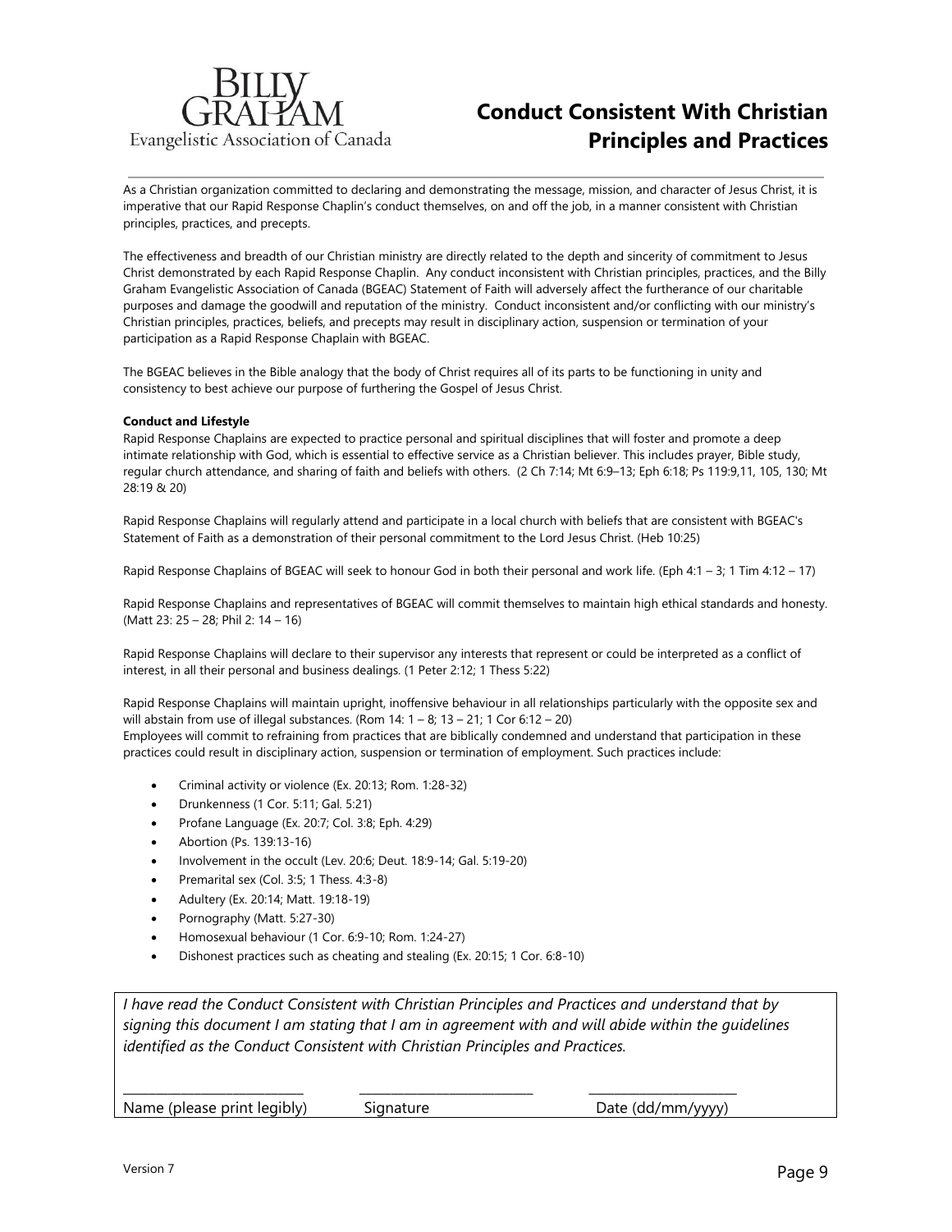Billy Graham Evangelistic Association of Canada

# Conduct Consistent With Christian Principles and Practices

As a Christian organization committed to declaring and demonstrating the message, mission, and character of Jesus Christ, it is imperative that our Rapid Response Chaplin's conduct themselves, on and off the job, in a manner consistent with Christian principles, practices, and precepts.

The effectiveness and breadth of our Christian ministry are directly related to the depth and sincerity of commitment to Jesus Christ demonstrated by each Rapid Response Chaplin. Any conduct inconsistent with Christian principles, practices, and the Billy Graham Evangelistic Association of Canada (BGEAC) Statement of Faith will adversely affect the furtherance of our charitable purposes and damage the goodwill and reputation of the ministry. Conduct inconsistent and/or conflicting with our ministry's Christian principles, practices, beliefs, and precepts may result in disciplinary action, suspension or termination of your participation as a Rapid Response Chaplain with BGEAC.

The BGEAC believes in the Bible analogy that the body of Christ requires all of its parts to be functioning in unity and consistency to best achieve our purpose of furthering the Gospel of Jesus Christ.

**Conduct and Lifestyle**

Rapid Response Chaplains are expected to practice personal and spiritual disciplines that will foster and promote a deep intimate relationship with God, which is essential to effective service as a Christian believer. This includes prayer, Bible study, regular church attendance, and sharing of faith and beliefs with others. (2 Ch 7:14; Mt 6:9–13; Eph 6:18; Ps 119:9,11, 105, 130; Mt 28:19 & 20)

Rapid Response Chaplains will regularly attend and participate in a local church with beliefs that are consistent with BGEAC's Statement of Faith as a demonstration of their personal commitment to the Lord Jesus Christ. (Heb 10:25)

Rapid Response Chaplains of BGEAC will seek to honour God in both their personal and work life. (Eph 4:1 – 3; 1 Tim 4:12 – 17)

Rapid Response Chaplains and representatives of BGEAC will commit themselves to maintain high ethical standards and honesty. (Matt 23: 25 – 28; Phil 2: 14 – 16)

Rapid Response Chaplains will declare to their supervisor any interests that represent or could be interpreted as a conflict of interest, in all their personal and business dealings. (1 Peter 2:12; 1 Thess 5:22)

Rapid Response Chaplains will maintain upright, inoffensive behaviour in all relationships particularly with the opposite sex and will abstain from use of illegal substances. (Rom 14: 1 – 8; 13 – 21; 1 Cor 6:12 – 20)
Employees will commit to refraining from practices that are biblically condemned and understand that participation in these practices could result in disciplinary action, suspension or termination of employment. Such practices include:

- Criminal activity or violence (Ex. 20:13; Rom. 1:28-32)
- Drunkenness (1 Cor. 5:11; Gal. 5:21)
- Profane Language (Ex. 20:7; Col. 3:8; Eph. 4:29)
- Abortion (Ps. 139:13-16)
- Involvement in the occult (Lev. 20:6; Deut. 18:9-14; Gal. 5:19-20)
- Premarital sex (Col. 3:5; 1 Thess. 4:3-8)
- Adultery (Ex. 20:14; Matt. 19:18-19)
- Pornography (Matt. 5:27-30)
- Homosexual behaviour (1 Cor. 6:9-10; Rom. 1:24-27)
- Dishonest practices such as cheating and stealing (Ex. 20:15; 1 Cor. 6:8-10)

*I have read the Conduct Consistent with Christian Principles and Practices and understand that by signing this document I am stating that I am in agreement with and will abide within the guidelines identified as the Conduct Consistent with Christian Principles and Practices.*

| | | |
|---|---|---|
| ___________________________ | ___________________________ | ______________________ |
| Name (please print legibly) | Signature | Date (dd/mm/yyyy) |

Version 7